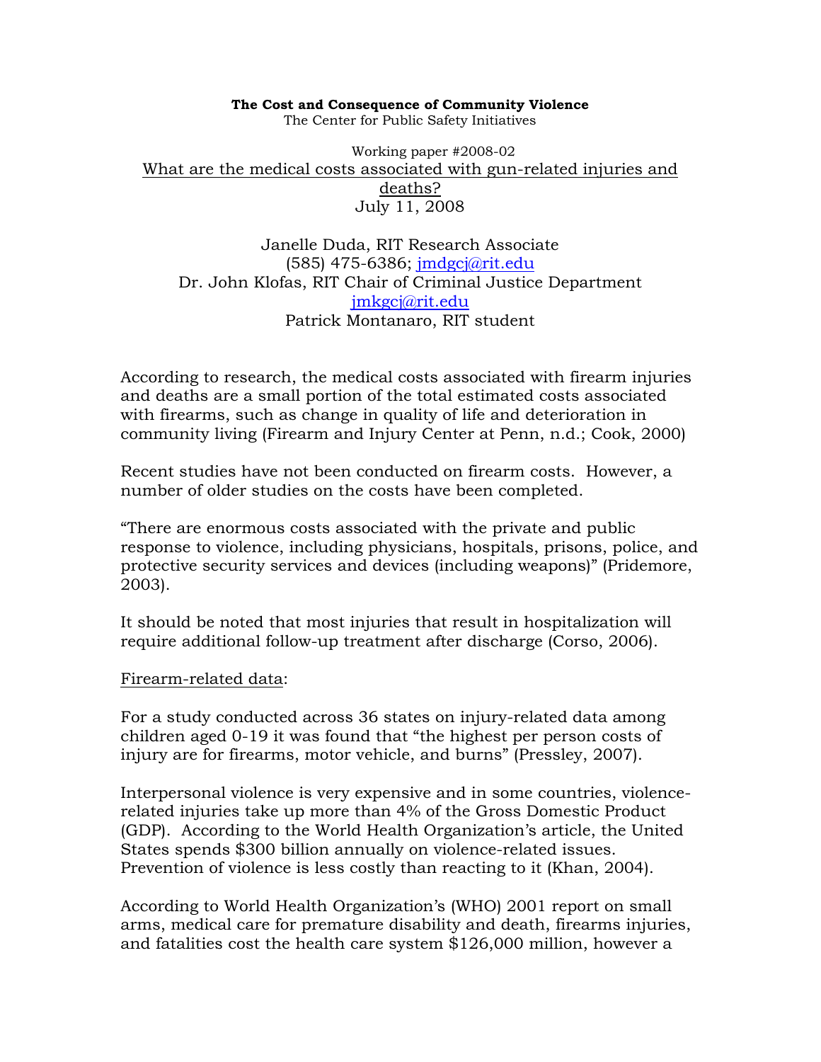**The Cost and Consequence of Community Violence**

The Center for Public Safety Initiatives

Working paper #2008-02

What are the medical costs associated with gun-related injuries and deaths?

July 11, 2008

Janelle Duda, RIT Research Associate
(585) 475-6386; jmdgcj@rit.edu
Dr. John Klofas, RIT Chair of Criminal Justice Department
jmkgcj@rit.edu
Patrick Montanaro, RIT student

According to research, the medical costs associated with firearm injuries and deaths are a small portion of the total estimated costs associated with firearms, such as change in quality of life and deterioration in community living (Firearm and Injury Center at Penn, n.d.; Cook, 2000)

Recent studies have not been conducted on firearm costs. However, a number of older studies on the costs have been completed.

"There are enormous costs associated with the private and public response to violence, including physicians, hospitals, prisons, police, and protective security services and devices (including weapons)" (Pridemore, 2003).

It should be noted that most injuries that result in hospitalization will require additional follow-up treatment after discharge (Corso, 2006).

Firearm-related data:

For a study conducted across 36 states on injury-related data among children aged 0-19 it was found that "the highest per person costs of injury are for firearms, motor vehicle, and burns" (Pressley, 2007).

Interpersonal violence is very expensive and in some countries, violence-related injuries take up more than 4% of the Gross Domestic Product (GDP). According to the World Health Organization's article, the United States spends $300 billion annually on violence-related issues. Prevention of violence is less costly than reacting to it (Khan, 2004).

According to World Health Organization's (WHO) 2001 report on small arms, medical care for premature disability and death, firearms injuries, and fatalities cost the health care system $126,000 million, however a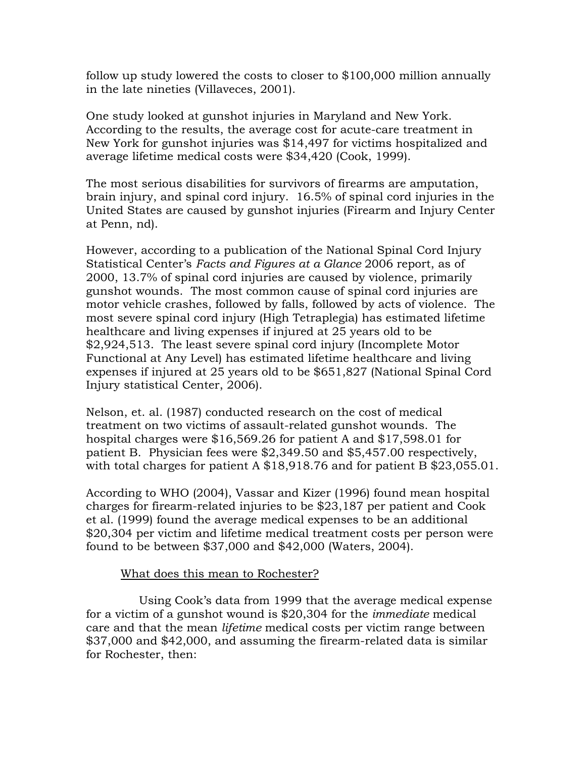follow up study lowered the costs to closer to $100,000 million annually in the late nineties (Villaveces, 2001).

One study looked at gunshot injuries in Maryland and New York. According to the results, the average cost for acute-care treatment in New York for gunshot injuries was $14,497 for victims hospitalized and average lifetime medical costs were $34,420 (Cook, 1999).

The most serious disabilities for survivors of firearms are amputation, brain injury, and spinal cord injury. 16.5% of spinal cord injuries in the United States are caused by gunshot injuries (Firearm and Injury Center at Penn, nd).

However, according to a publication of the National Spinal Cord Injury Statistical Center's *Facts and Figures at a Glance* 2006 report, as of 2000, 13.7% of spinal cord injuries are caused by violence, primarily gunshot wounds. The most common cause of spinal cord injuries are motor vehicle crashes, followed by falls, followed by acts of violence. The most severe spinal cord injury (High Tetraplegia) has estimated lifetime healthcare and living expenses if injured at 25 years old to be $2,924,513. The least severe spinal cord injury (Incomplete Motor Functional at Any Level) has estimated lifetime healthcare and living expenses if injured at 25 years old to be $651,827 (National Spinal Cord Injury statistical Center, 2006).

Nelson, et. al. (1987) conducted research on the cost of medical treatment on two victims of assault-related gunshot wounds. The hospital charges were $16,569.26 for patient A and $17,598.01 for patient B. Physician fees were $2,349.50 and $5,457.00 respectively, with total charges for patient A $18,918.76 and for patient B $23,055.01.

According to WHO (2004), Vassar and Kizer (1996) found mean hospital charges for firearm-related injuries to be $23,187 per patient and Cook et al. (1999) found the average medical expenses to be an additional $20,304 per victim and lifetime medical treatment costs per person were found to be between $37,000 and $42,000 (Waters, 2004).

<u>What does this mean to Rochester?</u>

Using Cook's data from 1999 that the average medical expense for a victim of a gunshot wound is $20,304 for the *immediate* medical care and that the mean *lifetime* medical costs per victim range between $37,000 and $42,000, and assuming the firearm-related data is similar for Rochester, then: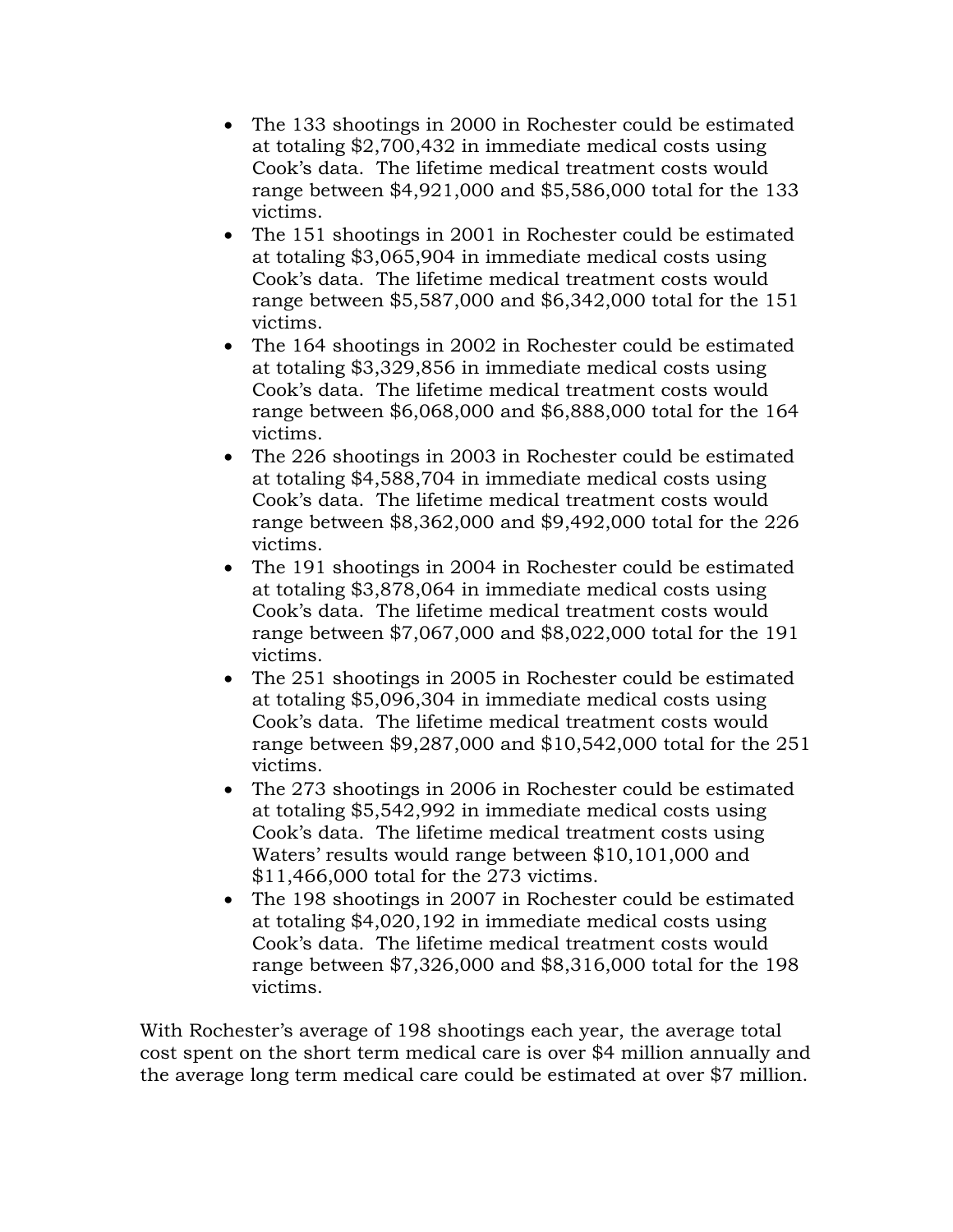- The 133 shootings in 2000 in Rochester could be estimated at totaling $2,700,432 in immediate medical costs using Cook's data. The lifetime medical treatment costs would range between $4,921,000 and $5,586,000 total for the 133 victims.
- The 151 shootings in 2001 in Rochester could be estimated at totaling $3,065,904 in immediate medical costs using Cook's data. The lifetime medical treatment costs would range between $5,587,000 and $6,342,000 total for the 151 victims.
- The 164 shootings in 2002 in Rochester could be estimated at totaling $3,329,856 in immediate medical costs using Cook's data. The lifetime medical treatment costs would range between $6,068,000 and $6,888,000 total for the 164 victims.
- The 226 shootings in 2003 in Rochester could be estimated at totaling $4,588,704 in immediate medical costs using Cook's data. The lifetime medical treatment costs would range between $8,362,000 and $9,492,000 total for the 226 victims.
- The 191 shootings in 2004 in Rochester could be estimated at totaling $3,878,064 in immediate medical costs using Cook's data. The lifetime medical treatment costs would range between $7,067,000 and $8,022,000 total for the 191 victims.
- The 251 shootings in 2005 in Rochester could be estimated at totaling $5,096,304 in immediate medical costs using Cook's data. The lifetime medical treatment costs would range between $9,287,000 and $10,542,000 total for the 251 victims.
- The 273 shootings in 2006 in Rochester could be estimated at totaling $5,542,992 in immediate medical costs using Cook's data. The lifetime medical treatment costs using Waters' results would range between $10,101,000 and $11,466,000 total for the 273 victims.
- The 198 shootings in 2007 in Rochester could be estimated at totaling $4,020,192 in immediate medical costs using Cook's data. The lifetime medical treatment costs would range between $7,326,000 and $8,316,000 total for the 198 victims.

With Rochester's average of 198 shootings each year, the average total cost spent on the short term medical care is over $4 million annually and the average long term medical care could be estimated at over $7 million.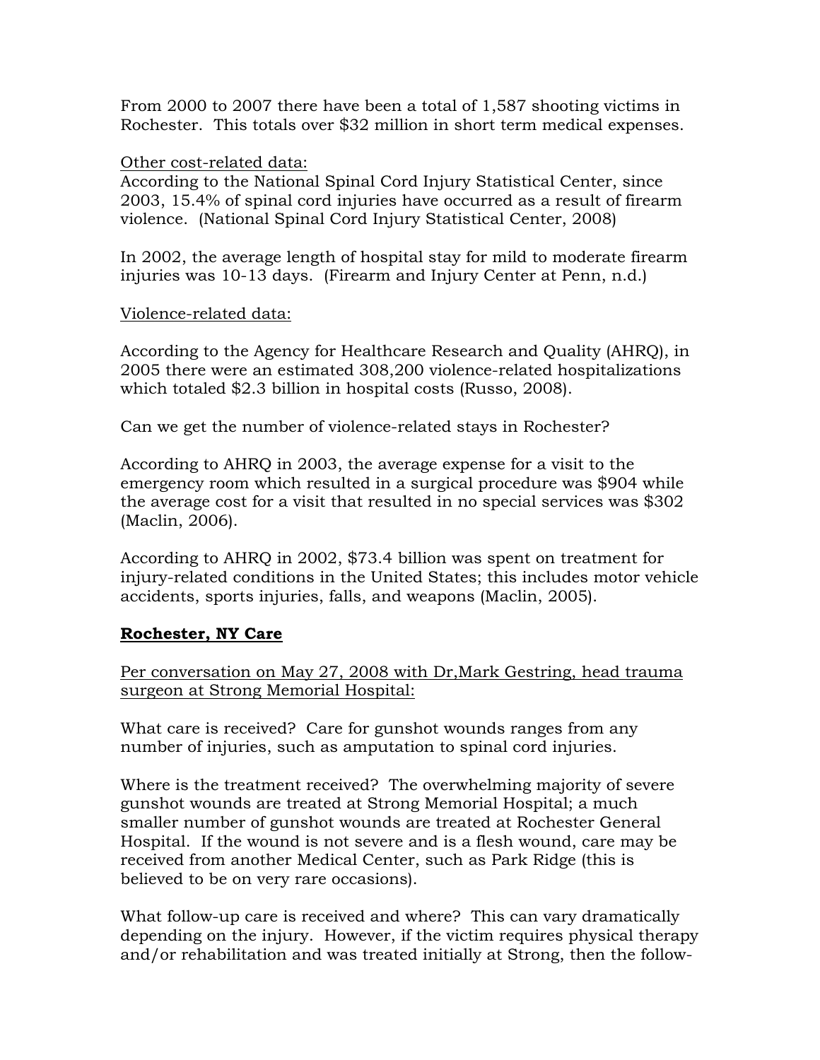From 2000 to 2007 there have been a total of 1,587 shooting victims in Rochester. This totals over $32 million in short term medical expenses.

<u>Other cost-related data:</u>
According to the National Spinal Cord Injury Statistical Center, since 2003, 15.4% of spinal cord injuries have occurred as a result of firearm violence. (National Spinal Cord Injury Statistical Center, 2008)

In 2002, the average length of hospital stay for mild to moderate firearm injuries was 10-13 days. (Firearm and Injury Center at Penn, n.d.)

<u>Violence-related data:</u>

According to the Agency for Healthcare Research and Quality (AHRQ), in 2005 there were an estimated 308,200 violence-related hospitalizations which totaled $2.3 billion in hospital costs (Russo, 2008).

Can we get the number of violence-related stays in Rochester?

According to AHRQ in 2003, the average expense for a visit to the emergency room which resulted in a surgical procedure was $904 while the average cost for a visit that resulted in no special services was $302 (Maclin, 2006).

According to AHRQ in 2002, $73.4 billion was spent on treatment for injury-related conditions in the United States; this includes motor vehicle accidents, sports injuries, falls, and weapons (Maclin, 2005).

**<u>Rochester, NY Care</u>**

<u>Per conversation on May 27, 2008 with Dr,Mark Gestring, head trauma surgeon at Strong Memorial Hospital:</u>

What care is received? Care for gunshot wounds ranges from any number of injuries, such as amputation to spinal cord injuries.

Where is the treatment received? The overwhelming majority of severe gunshot wounds are treated at Strong Memorial Hospital; a much smaller number of gunshot wounds are treated at Rochester General Hospital. If the wound is not severe and is a flesh wound, care may be received from another Medical Center, such as Park Ridge (this is believed to be on very rare occasions).

What follow-up care is received and where? This can vary dramatically depending on the injury. However, if the victim requires physical therapy and/or rehabilitation and was treated initially at Strong, then the follow-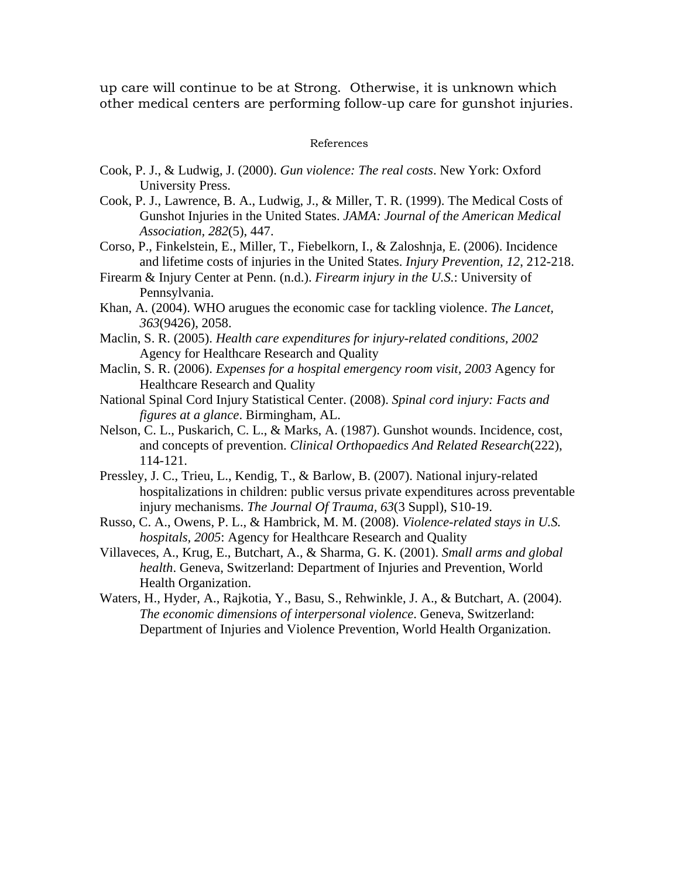up care will continue to be at Strong. Otherwise, it is unknown which other medical centers are performing follow-up care for gunshot injuries.

## References

Cook, P. J., & Ludwig, J. (2000). *Gun violence: The real costs*. New York: Oxford University Press.

Cook, P. J., Lawrence, B. A., Ludwig, J., & Miller, T. R. (1999). The Medical Costs of Gunshot Injuries in the United States. *JAMA: Journal of the American Medical Association, 282*(5), 447.

Corso, P., Finkelstein, E., Miller, T., Fiebelkorn, I., & Zaloshnja, E. (2006). Incidence and lifetime costs of injuries in the United States. *Injury Prevention, 12*, 212-218.

Firearm & Injury Center at Penn. (n.d.). *Firearm injury in the U.S.*: University of Pennsylvania.

Khan, A. (2004). WHO arugues the economic case for tackling violence. *The Lancet, 363*(9426), 2058.

Maclin, S. R. (2005). *Health care expenditures for injury-related conditions, 2002* Agency for Healthcare Research and Quality

Maclin, S. R. (2006). *Expenses for a hospital emergency room visit, 2003* Agency for Healthcare Research and Quality

National Spinal Cord Injury Statistical Center. (2008). *Spinal cord injury: Facts and figures at a glance*. Birmingham, AL.

Nelson, C. L., Puskarich, C. L., & Marks, A. (1987). Gunshot wounds. Incidence, cost, and concepts of prevention. *Clinical Orthopaedics And Related Research*(222), 114-121.

Pressley, J. C., Trieu, L., Kendig, T., & Barlow, B. (2007). National injury-related hospitalizations in children: public versus private expenditures across preventable injury mechanisms. *The Journal Of Trauma, 63*(3 Suppl), S10-19.

Russo, C. A., Owens, P. L., & Hambrick, M. M. (2008). *Violence-related stays in U.S. hospitals, 2005*: Agency for Healthcare Research and Quality

Villaveces, A., Krug, E., Butchart, A., & Sharma, G. K. (2001). *Small arms and global health*. Geneva, Switzerland: Department of Injuries and Prevention, World Health Organization.

Waters, H., Hyder, A., Rajkotia, Y., Basu, S., Rehwinkle, J. A., & Butchart, A. (2004). *The economic dimensions of interpersonal violence*. Geneva, Switzerland: Department of Injuries and Violence Prevention, World Health Organization.